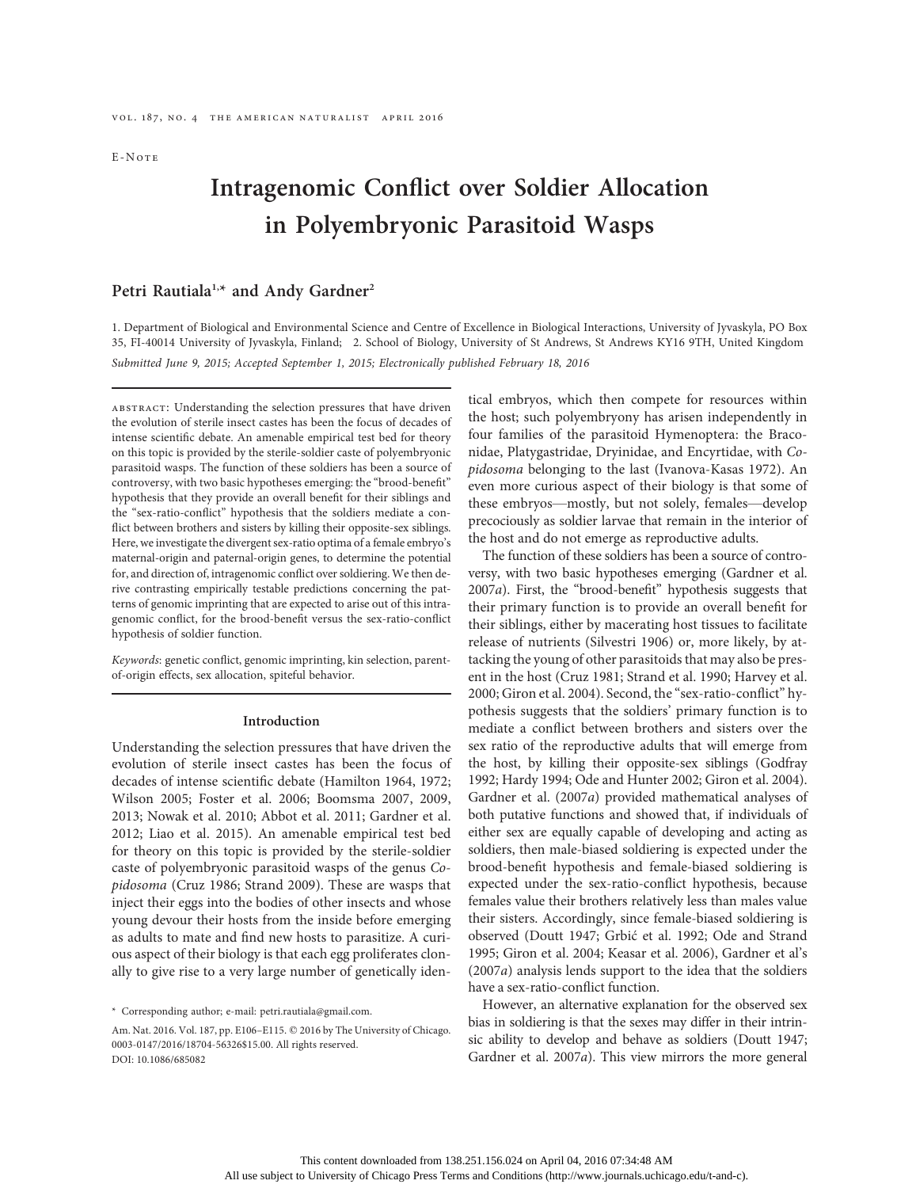E-Note

# Intragenomic Conflict over Soldier Allocation in Polyembryonic Parasitoid Wasps

**Petri Rautiala[1,*] and Andy Gardner[2]**

1. Department of Biological and Environmental Science and Centre of Excellence in Biological Interactions, University of Jyvaskyla, PO Box 35, FI-40014 University of Jyvaskyla, Finland; 2. School of Biology, University of St Andrews, St Andrews KY16 9TH, United Kingdom

*Submitted June 9, 2015; Accepted September 1, 2015; Electronically published February 18, 2016*

abstract: Understanding the selection pressures that have driven the evolution of sterile insect castes has been the focus of decades of intense scientific debate. An amenable empirical test bed for theory on this topic is provided by the sterile-soldier caste of polyembryonic parasitoid wasps. The function of these soldiers has been a source of controversy, with two basic hypotheses emerging: the "brood-benefit" hypothesis that they provide an overall benefit for their siblings and the "sex-ratio-conflict" hypothesis that the soldiers mediate a conflict between brothers and sisters by killing their opposite-sex siblings. Here, we investigate the divergent sex-ratio optima of a female embryo's maternal-origin and paternal-origin genes, to determine the potential for, and direction of, intragenomic conflict over soldiering. We then derive contrasting empirically testable predictions concerning the patterns of genomic imprinting that are expected to arise out of this intragenomic conflict, for the brood-benefit versus the sex-ratio-conflict hypothesis of soldier function.

*Keywords*: genetic conflict, genomic imprinting, kin selection, parent-of-origin effects, sex allocation, spiteful behavior.

## Introduction

Understanding the selection pressures that have driven the evolution of sterile insect castes has been the focus of decades of intense scientific debate (Hamilton 1964, 1972; Wilson 2005; Foster et al. 2006; Boomsma 2007, 2009, 2013; Nowak et al. 2010; Abbot et al. 2011; Gardner et al. 2012; Liao et al. 2015). An amenable empirical test bed for theory on this topic is provided by the sterile-soldier caste of polyembryonic parasitoid wasps of the genus *Copidosoma* (Cruz 1986; Strand 2009). These are wasps that inject their eggs into the bodies of other insects and whose young devour their hosts from the inside before emerging as adults to mate and find new hosts to parasitize. A curious aspect of their biology is that each egg proliferates clonally to give rise to a very large number of genetically identical embryos, which then compete for resources within the host; such polyembryony has arisen independently in four families of the parasitoid Hymenoptera: the Braconidae, Platygastridae, Dryinidae, and Encyrtidae, with *Copidosoma* belonging to the last (Ivanova-Kasas 1972). An even more curious aspect of their biology is that some of these embryos—mostly, but not solely, females—develop precociously as soldier larvae that remain in the interior of the host and do not emerge as reproductive adults.

The function of these soldiers has been a source of controversy, with two basic hypotheses emerging (Gardner et al. 2007*a*). First, the "brood-benefit" hypothesis suggests that their primary function is to provide an overall benefit for their siblings, either by macerating host tissues to facilitate release of nutrients (Silvestri 1906) or, more likely, by attacking the young of other parasitoids that may also be present in the host (Cruz 1981; Strand et al. 1990; Harvey et al. 2000; Giron et al. 2004). Second, the "sex-ratio-conflict" hypothesis suggests that the soldiers' primary function is to mediate a conflict between brothers and sisters over the sex ratio of the reproductive adults that will emerge from the host, by killing their opposite-sex siblings (Godfray 1992; Hardy 1994; Ode and Hunter 2002; Giron et al. 2004). Gardner et al. (2007*a*) provided mathematical analyses of both putative functions and showed that, if individuals of either sex are equally capable of developing and acting as soldiers, then male-biased soldiering is expected under the brood-benefit hypothesis and female-biased soldiering is expected under the sex-ratio-conflict hypothesis, because females value their brothers relatively less than males value their sisters. Accordingly, since female-biased soldiering is observed (Doutt 1947; Grbić et al. 1992; Ode and Strand 1995; Giron et al. 2004; Keasar et al. 2006), Gardner et al's (2007*a*) analysis lends support to the idea that the soldiers have a sex-ratio-conflict function.

However, an alternative explanation for the observed sex bias in soldiering is that the sexes may differ in their intrinsic ability to develop and behave as soldiers (Doutt 1947; Gardner et al. 2007*a*). This view mirrors the more general

* Corresponding author; e-mail: petri.rautiala@gmail.com.

Am. Nat. 2016. Vol. 187, pp. E106–E115. © 2016 by The University of Chicago. 0003-0147/2016/18704-56326$15.00. All rights reserved.
DOI: 10.1086/685082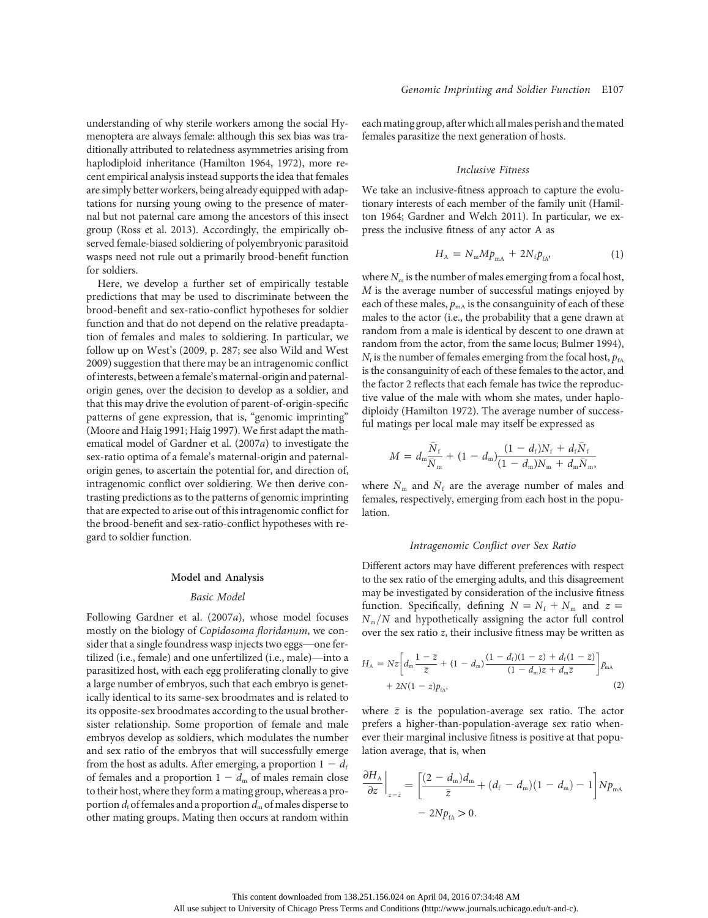understanding of why sterile workers among the social Hymenoptera are always female: although this sex bias was traditionally attributed to relatedness asymmetries arising from haplodiploid inheritance (Hamilton 1964, 1972), more recent empirical analysis instead supports the idea that females are simply better workers, being already equipped with adaptations for nursing young owing to the presence of maternal but not paternal care among the ancestors of this insect group (Ross et al. 2013). Accordingly, the empirically observed female-biased soldiering of polyembryonic parasitoid wasps need not rule out a primarily brood-benefit function for soldiers.

Here, we develop a further set of empirically testable predictions that may be used to discriminate between the brood-benefit and sex-ratio-conflict hypotheses for soldier function and that do not depend on the relative preadaptation of females and males to soldiering. In particular, we follow up on West's (2009, p. 287; see also Wild and West 2009) suggestion that there may be an intragenomic conflict of interests, between a female's maternal-origin and paternal-origin genes, over the decision to develop as a soldier, and that this may drive the evolution of parent-of-origin-specific patterns of gene expression, that is, "genomic imprinting" (Moore and Haig 1991; Haig 1997). We first adapt the mathematical model of Gardner et al. (2007*a*) to investigate the sex-ratio optima of a female's maternal-origin and paternal-origin genes, to ascertain the potential for, and direction of, intragenomic conflict over soldiering. We then derive contrasting predictions as to the patterns of genomic imprinting that are expected to arise out of this intragenomic conflict for the brood-benefit and sex-ratio-conflict hypotheses with regard to soldier function.

## Model and Analysis

### Basic Model

Following Gardner et al. (2007*a*), whose model focuses mostly on the biology of *Copidosoma floridanum*, we consider that a single foundress wasp injects two eggs—one fertilized (i.e., female) and one unfertilized (i.e., male)—into a parasitized host, with each egg proliferating clonally to give a large number of embryos, such that each embryo is genetically identical to its same-sex broodmates and is related to its opposite-sex broodmates according to the usual brother-sister relationship. Some proportion of female and male embryos develop as soldiers, which modulates the number and sex ratio of the embryos that will successfully emerge from the host as adults. After emerging, a proportion $1 - d_{\mathrm{f}}$ of females and a proportion $1 - d_{\mathrm{m}}$ of males remain close to their host, where they form a mating group, whereas a proportion $d_{\mathrm{f}}$ of females and a proportion $d_{\mathrm{m}}$ of males disperse to other mating groups. Mating then occurs at random within each mating group, after which all males perish and the mated females parasitize the next generation of hosts.

### Inclusive Fitness

We take an inclusive-fitness approach to capture the evolutionary interests of each member of the family unit (Hamilton 1964; Gardner and Welch 2011). In particular, we express the inclusive fitness of any actor A as

$$H_{\mathrm{A}} = N_{\mathrm{m}} M p_{\mathrm{mA}} + 2N_{\mathrm{f}} p_{\mathrm{fA}}, \tag{1}$$

where $N_{\mathrm{m}}$ is the number of males emerging from a focal host, $M$ is the average number of successful matings enjoyed by each of these males, $p_{\mathrm{mA}}$ is the consanguinity of each of these males to the actor (i.e., the probability that a gene drawn at random from a male is identical by descent to one drawn at random from the actor, from the same locus; Bulmer 1994), $N_{\mathrm{f}}$ is the number of females emerging from the focal host, $p_{\mathrm{fA}}$ is the consanguinity of each of these females to the actor, and the factor 2 reflects that each female has twice the reproductive value of the male with whom she mates, under haplodiploidy (Hamilton 1972). The average number of successful matings per local male may itself be expressed as

$$M = d_{\mathrm{m}} \frac{\bar{N}_{\mathrm{f}}}{\bar{N}_{\mathrm{m}}} + (1 - d_{\mathrm{m}}) \frac{(1 - d_{\mathrm{f}})N_{\mathrm{f}} + d_{\mathrm{f}}\bar{N}_{\mathrm{f}}}{(1 - d_{\mathrm{m}})N_{\mathrm{m}} + d_{\mathrm{m}}\bar{N}_{\mathrm{m}}},$$

where $\bar{N}_{\mathrm{m}}$ and $\bar{N}_{\mathrm{f}}$ are the average number of males and females, respectively, emerging from each host in the population.

### Intragenomic Conflict over Sex Ratio

Different actors may have different preferences with respect to the sex ratio of the emerging adults, and this disagreement may be investigated by consideration of the inclusive fitness function. Specifically, defining $N = N_{\mathrm{f}} + N_{\mathrm{m}}$ and $z = N_{\mathrm{m}}/N$ and hypothetically assigning the actor full control over the sex ratio $z$, their inclusive fitness may be written as

$$H_{\mathrm{A}} = Nz\left[d_{\mathrm{m}}\frac{1 - \bar{z}}{\bar{z}} + (1 - d_{\mathrm{m}})\frac{(1 - d_{\mathrm{f}})(1 - z) + d_{\mathrm{f}}(1 - \bar{z})}{(1 - d_{\mathrm{m}})z + d_{\mathrm{m}}\bar{z}}\right]p_{\mathrm{mA}} + 2N(1 - z)p_{\mathrm{fA}}, \tag{2}$$

where $\bar{z}$ is the population-average sex ratio. The actor prefers a higher-than-population-average sex ratio whenever their marginal inclusive fitness is positive at that population average, that is, when

$$\left.\frac{\partial H_{\mathrm{A}}}{\partial z}\right|_{z=\bar{z}} = \left[\frac{(2 - d_{\mathrm{m}})d_{\mathrm{m}}}{\bar{z}} + (d_{\mathrm{f}} - d_{\mathrm{m}})(1 - d_{\mathrm{m}}) - 1\right]Np_{\mathrm{mA}} - 2Np_{\mathrm{fA}} > 0.$$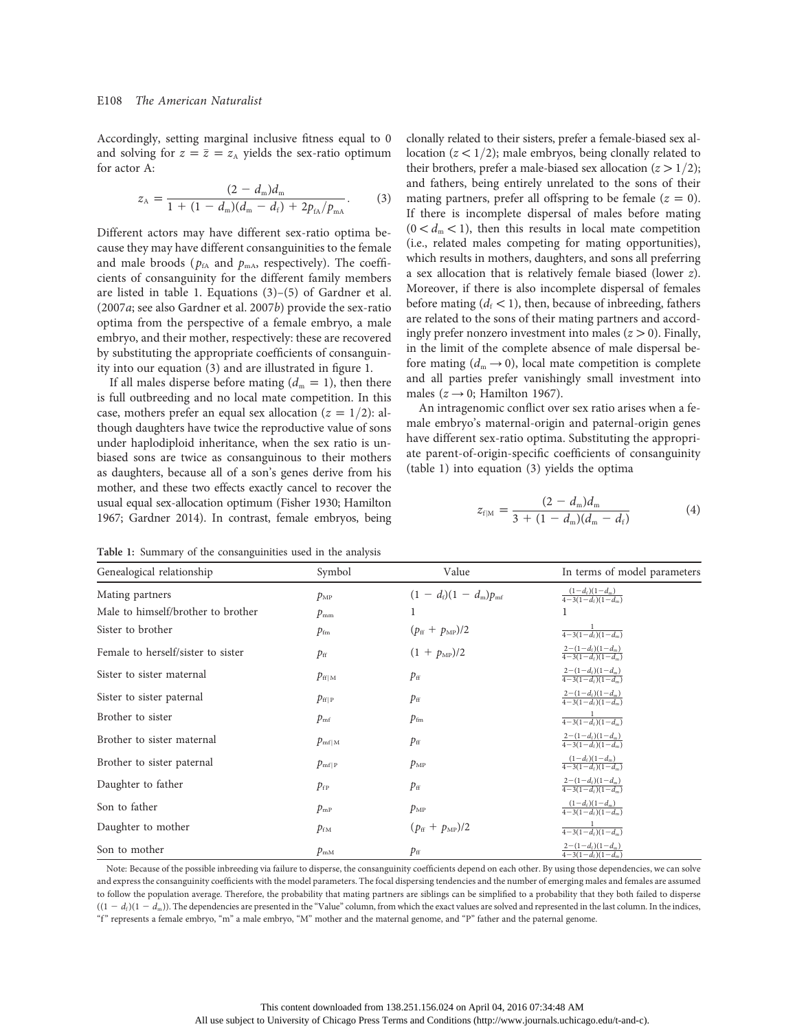Accordingly, setting marginal inclusive fitness equal to 0 and solving for $z = \bar{z} = z_A$ yields the sex-ratio optimum for actor A:

$$z_A = \frac{(2 - d_m)d_m}{1 + (1 - d_m)(d_m - d_f) + 2p_{fA}/p_{mA}}. \quad (3)$$

Different actors may have different sex-ratio optima because they may have different consanguinities to the female and male broods ($p_{fA}$ and $p_{mA}$, respectively). The coefficients of consanguinity for the different family members are listed in table 1. Equations (3)–(5) of Gardner et al. (2007*a*; see also Gardner et al. 2007*b*) provide the sex-ratio optima from the perspective of a female embryo, a male embryo, and their mother, respectively: these are recovered by substituting the appropriate coefficients of consanguinity into our equation (3) and are illustrated in figure 1.

If all males disperse before mating ($d_m = 1$), then there is full outbreeding and no local mate competition. In this case, mothers prefer an equal sex allocation ($z = 1/2$): although daughters have twice the reproductive value of sons under haplodiploid inheritance, when the sex ratio is unbiased sons are twice as consanguinous to their mothers as daughters, because all of a son's genes derive from his mother, and these two effects exactly cancel to recover the usual equal sex-allocation optimum (Fisher 1930; Hamilton 1967; Gardner 2014). In contrast, female embryos, being clonally related to their sisters, prefer a female-biased sex allocation ($z < 1/2$); male embryos, being clonally related to their brothers, prefer a male-biased sex allocation ($z > 1/2$); and fathers, being entirely unrelated to the sons of their mating partners, prefer all offspring to be female ($z = 0$). If there is incomplete dispersal of males before mating ($0 < d_m < 1$), then this results in local mate competition (i.e., related males competing for mating opportunities), which results in mothers, daughters, and sons all preferring a sex allocation that is relatively female biased (lower $z$). Moreover, if there is also incomplete dispersal of females before mating ($d_f < 1$), then, because of inbreeding, fathers are related to the sons of their mating partners and accordingly prefer nonzero investment into males ($z > 0$). Finally, in the limit of the complete absence of male dispersal before mating ($d_m \to 0$), local mate competition is complete and all parties prefer vanishingly small investment into males ($z \to 0$; Hamilton 1967).

An intragenomic conflict over sex ratio arises when a female embryo's maternal-origin and paternal-origin genes have different sex-ratio optima. Substituting the appropriate parent-of-origin-specific coefficients of consanguinity (table 1) into equation (3) yields the optima

$$z_{f|M} = \frac{(2 - d_m)d_m}{3 + (1 - d_m)(d_m - d_f)} \quad (4)$$

**Table 1:** Summary of the consanguinities used in the analysis

| Genealogical relationship | Symbol | Value | In terms of model parameters |
|---|---|---|---|
| Mating partners | $p_{MP}$ | $(1 - d_f)(1 - d_m)p_{mf}$ | $\frac{(1-d_f)(1-d_m)}{4-3(1-d_f)(1-d_m)}$ |
| Male to himself/brother to brother | $p_{mm}$ | 1 | 1 |
| Sister to brother | $p_{fm}$ | $(p_{ff} + p_{MP})/2$ | $\frac{1}{4-3(1-d_f)(1-d_m)}$ |
| Female to herself/sister to sister | $p_{ff}$ | $(1 + p_{MP})/2$ | $\frac{2-(1-d_f)(1-d_m)}{4-3(1-d_f)(1-d_m)}$ |
| Sister to sister maternal | $p_{ff\|M}$ | $p_{ff}$ | $\frac{2-(1-d_f)(1-d_m)}{4-3(1-d_f)(1-d_m)}$ |
| Sister to sister paternal | $p_{ff\|P}$ | $p_{ff}$ | $\frac{2-(1-d_f)(1-d_m)}{4-3(1-d_f)(1-d_m)}$ |
| Brother to sister | $p_{mf}$ | $p_{fm}$ | $\frac{1}{4-3(1-d_f)(1-d_m)}$ |
| Brother to sister maternal | $p_{mf\|M}$ | $p_{ff}$ | $\frac{2-(1-d_f)(1-d_m)}{4-3(1-d_f)(1-d_m)}$ |
| Brother to sister paternal | $p_{mf\|P}$ | $p_{MP}$ | $\frac{(1-d_f)(1-d_m)}{4-3(1-d_f)(1-d_m)}$ |
| Daughter to father | $p_{fP}$ | $p_{ff}$ | $\frac{2-(1-d_f)(1-d_m)}{4-3(1-d_f)(1-d_m)}$ |
| Son to father | $p_{mP}$ | $p_{MP}$ | $\frac{(1-d_f)(1-d_m)}{4-3(1-d_f)(1-d_m)}$ |
| Daughter to mother | $p_{fM}$ | $(p_{ff} + p_{MP})/2$ | $\frac{1}{4-3(1-d_f)(1-d_m)}$ |
| Son to mother | $p_{mM}$ | $p_{ff}$ | $\frac{2-(1-d_f)(1-d_m)}{4-3(1-d_f)(1-d_m)}$ |

Note: Because of the possible inbreeding via failure to disperse, the consanguinity coefficients depend on each other. By using those dependencies, we can solve and express the consanguinity coefficients with the model parameters. The focal dispersing tendencies and the number of emerging males and females are assumed to follow the population average. Therefore, the probability that mating partners are siblings can be simplified to a probability that they both failed to disperse ($(1 - d_f)(1 - d_m)$). The dependencies are presented in the "Value" column, from which the exact values are solved and represented in the last column. In the indices, "f" represents a female embryo, "m" a male embryo, "M" mother and the maternal genome, and "P" father and the paternal genome.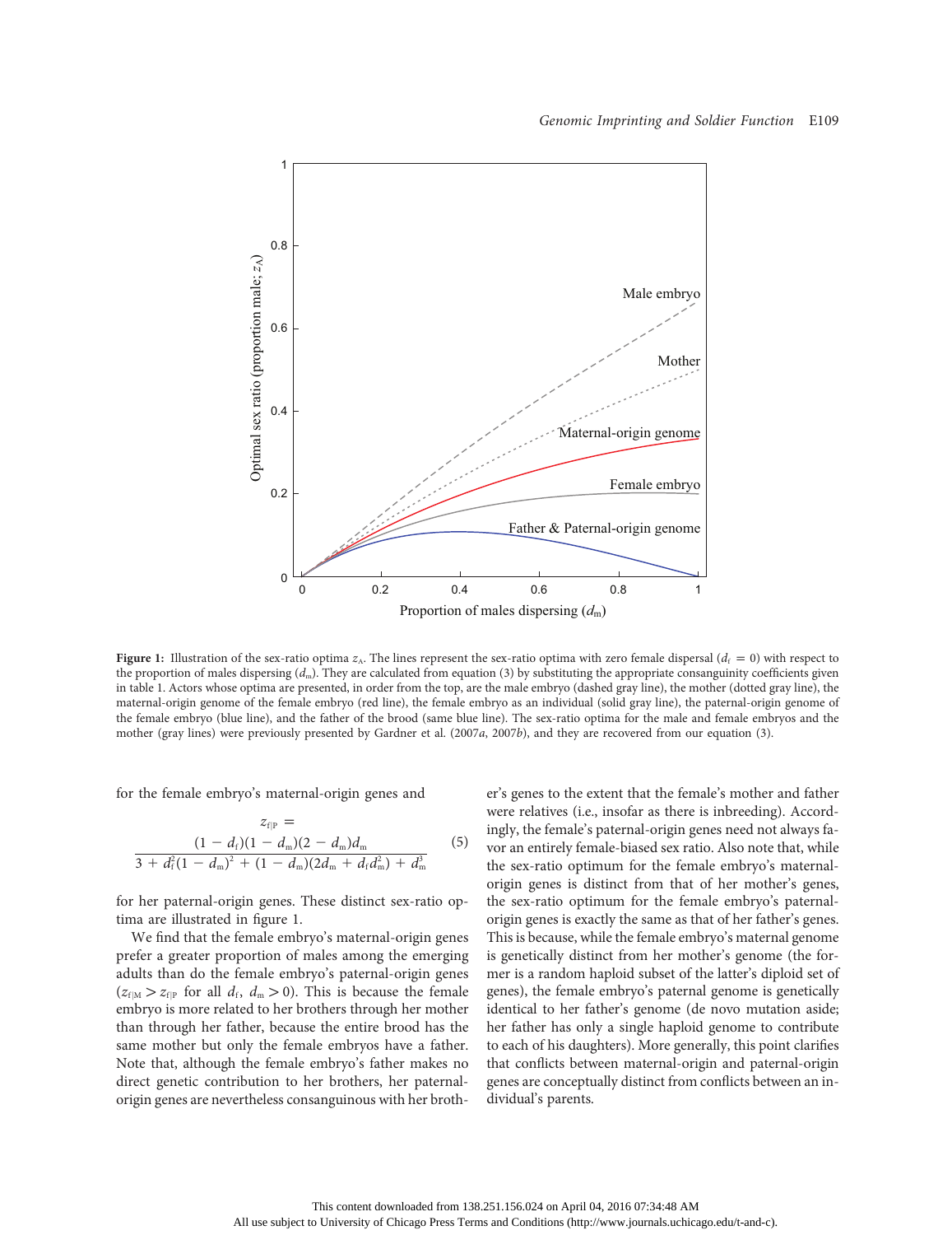**Figure 1:** Illustration of the sex-ratio optima $z_A$. The lines represent the sex-ratio optima with zero female dispersal ($d_f = 0$) with respect to the proportion of males dispersing ($d_m$). They are calculated from equation (3) by substituting the appropriate consanguinity coefficients given in table 1. Actors whose optima are presented, in order from the top, are the male embryo (dashed gray line), the mother (dotted gray line), the maternal-origin genome of the female embryo (red line), the female embryo as an individual (solid gray line), the paternal-origin genome of the female embryo (blue line), and the father of the brood (same blue line). The sex-ratio optima for the male and female embryos and the mother (gray lines) were previously presented by Gardner et al. (2007*a*, 2007*b*), and they are recovered from our equation (3).

for the female embryo's maternal-origin genes and

$$z_{f|P} = \frac{(1 - d_f)(1 - d_m)(2 - d_m)d_m}{3 + d_f^2(1 - d_m)^2 + (1 - d_m)(2d_m + d_f d_m^2) + d_m^3} \quad (5)$$

for her paternal-origin genes. These distinct sex-ratio optima are illustrated in figure 1.

We find that the female embryo's maternal-origin genes prefer a greater proportion of males among the emerging adults than do the female embryo's paternal-origin genes ($z_{f|M} > z_{f|P}$ for all $d_f$, $d_m > 0$). This is because the female embryo is more related to her brothers through her mother than through her father, because the entire brood has the same mother but only the female embryos have a father. Note that, although the female embryo's father makes no direct genetic contribution to her brothers, her paternal-origin genes are nevertheless consanguinous with her brother's genes to the extent that the female's mother and father were relatives (i.e., insofar as there is inbreeding). Accordingly, the female's paternal-origin genes need not always favor an entirely female-biased sex ratio. Also note that, while the sex-ratio optimum for the female embryo's maternal-origin genes is distinct from that of her mother's genes, the sex-ratio optimum for the female embryo's paternal-origin genes is exactly the same as that of her father's genes. This is because, while the female embryo's maternal genome is genetically distinct from her mother's genome (the former is a random haploid subset of the latter's diploid set of genes), the female embryo's paternal genome is genetically identical to her father's genome (de novo mutation aside; her father has only a single haploid genome to contribute to each of his daughters). More generally, this point clarifies that conflicts between maternal-origin and paternal-origin genes are conceptually distinct from conflicts between an individual's parents.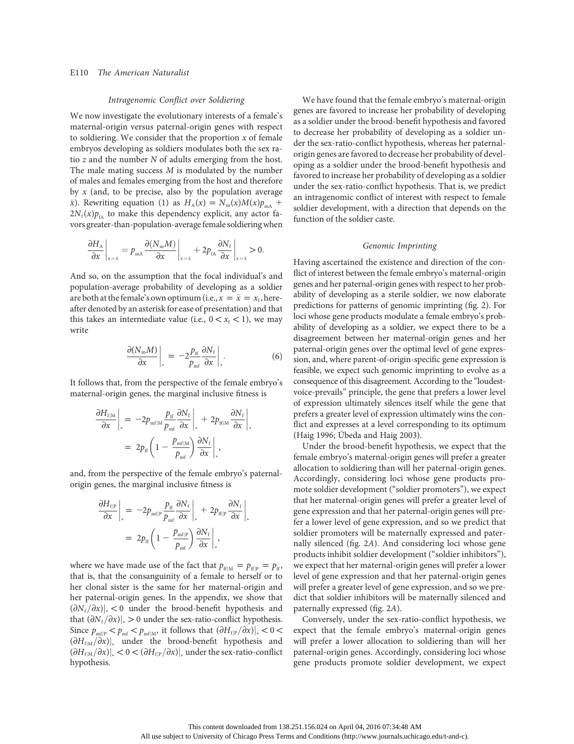### Intragenomic Conflict over Soldiering

We now investigate the evolutionary interests of a female's maternal-origin versus paternal-origin genes with respect to soldiering. We consider that the proportion $x$ of female embryos developing as soldiers modulates both the sex ratio $z$ and the number $N$ of adults emerging from the host. The male mating success $M$ is modulated by the number of males and females emerging from the host and therefore by $x$ (and, to be precise, also by the population average $\bar{x}$). Rewriting equation (1) as $H_A(x) = N_m(x)M(x)p_{mA} + 2N_f(x)p_{fA}$ to make this dependency explicit, any actor favors greater-than-population-average female soldiering when

$$\left.\frac{\partial H_A}{\partial x}\right|_{x=\bar{x}} = p_{mA}\left.\frac{\partial (N_m M)}{\partial x}\right|_{x=\bar{x}} + 2p_{fA}\left.\frac{\partial N_f}{\partial x}\right|_{x=\bar{x}} > 0.$$

And so, on the assumption that the focal individual's and population-average probability of developing as a soldier are both at the female's own optimum (i.e., $x = \bar{x} = x_f$, hereafter denoted by an asterisk for ease of presentation) and that this takes an intermediate value (i.e., $0 < x_f < 1$), we may write

$$\left.\frac{\partial (N_m M)}{\partial x}\right|_* = -2\frac{p_{ff}}{p_{mf}}\left.\frac{\partial N_f}{\partial x}\right|_*. \tag{6}$$

It follows that, from the perspective of the female embryo's maternal-origin genes, the marginal inclusive fitness is

$$\begin{aligned}\left.\frac{\partial H_{f|M}}{\partial x}\right|_* &= -2p_{mf|M}\frac{p_{ff}}{p_{mf}}\left.\frac{\partial N_f}{\partial x}\right|_* + 2p_{ff|M}\left.\frac{\partial N_f}{\partial x}\right|_* \\ &= 2p_{ff}\left(1 - \frac{p_{mf|M}}{p_{mf}}\right)\left.\frac{\partial N_f}{\partial x}\right|_*,\end{aligned}$$

and, from the perspective of the female embryo's paternal-origin genes, the marginal inclusive fitness is

$$\begin{aligned}\left.\frac{\partial H_{f|P}}{\partial x}\right|_* &= -2p_{mf|P}\frac{p_{ff}}{p_{mf}}\left.\frac{\partial N_f}{\partial x}\right|_* + 2p_{ff|P}\left.\frac{\partial N_f}{\partial x}\right|_* \\ &= 2p_{ff}\left(1 - \frac{p_{mf|P}}{p_{mf}}\right)\left.\frac{\partial N_f}{\partial x}\right|_*,\end{aligned}$$

where we have made use of the fact that $p_{ff|M} = p_{ff|P} = p_{ff}$, that is, that the consanguinity of a female to herself or to her clonal sister is the same for her maternal-origin and her paternal-origin genes. In the appendix, we show that $(\partial N_f/\partial x)|_* < 0$ under the brood-benefit hypothesis and that $(\partial N_f/\partial x)|_* > 0$ under the sex-ratio-conflict hypothesis. Since $p_{mf|P} < p_{mf} < p_{mf|M}$, it follows that $(\partial H_{f|P}/\partial x)|_* < 0 < (\partial H_{f|M}/\partial x)|_*$ under the brood-benefit hypothesis and $(\partial H_{f|M}/\partial x)|_* < 0 < (\partial H_{f|P}/\partial x)|_*$ under the sex-ratio-conflict hypothesis.

We have found that the female embryo's maternal-origin genes are favored to increase her probability of developing as a soldier under the brood-benefit hypothesis and favored to decrease her probability of developing as a soldier under the sex-ratio-conflict hypothesis, whereas her paternal-origin genes are favored to decrease her probability of developing as a soldier under the brood-benefit hypothesis and favored to increase her probability of developing as a soldier under the sex-ratio-conflict hypothesis. That is, we predict an intragenomic conflict of interest with respect to female soldier development, with a direction that depends on the function of the soldier caste.

### Genomic Imprinting

Having ascertained the existence and direction of the conflict of interest between the female embryo's maternal-origin genes and her paternal-origin genes with respect to her probability of developing as a sterile soldier, we now elaborate predictions for patterns of genomic imprinting (fig. 2). For loci whose gene products modulate a female embryo's probability of developing as a soldier, we expect there to be a disagreement between her maternal-origin genes and her paternal-origin genes over the optimal level of gene expression, and, where parent-of-origin-specific gene expression is feasible, we expect such genomic imprinting to evolve as a consequence of this disagreement. According to the "loudest-voice-prevails" principle, the gene that prefers a lower level of expression ultimately silences itself while the gene that prefers a greater level of expression ultimately wins the conflict and expresses at a level corresponding to its optimum (Haig 1996; Úbeda and Haig 2003).

Under the brood-benefit hypothesis, we expect that the female embryo's maternal-origin genes will prefer a greater allocation to soldiering than will her paternal-origin genes. Accordingly, considering loci whose gene products promote soldier development ("soldier promoters"), we expect that her maternal-origin genes will prefer a greater level of gene expression and that her paternal-origin genes will prefer a lower level of gene expression, and so we predict that soldier promoters will be maternally expressed and paternally silenced (fig. 2*A*). And considering loci whose gene products inhibit soldier development ("soldier inhibitors"), we expect that her maternal-origin genes will prefer a lower level of gene expression and that her paternal-origin genes will prefer a greater level of gene expression, and so we predict that soldier inhibitors will be maternally silenced and paternally expressed (fig. 2*A*).

Conversely, under the sex-ratio-conflict hypothesis, we expect that the female embryo's maternal-origin genes will prefer a lower allocation to soldiering than will her paternal-origin genes. Accordingly, considering loci whose gene products promote soldier development, we expect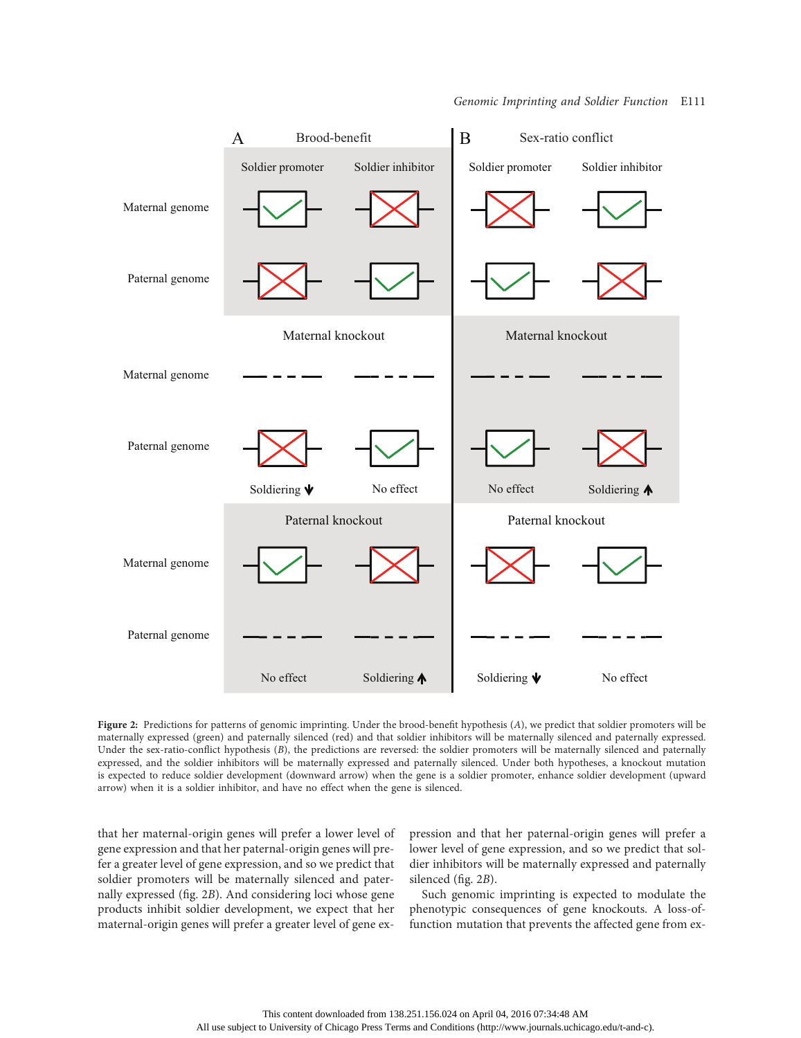**Figure 2:** Predictions for patterns of genomic imprinting. Under the brood-benefit hypothesis (*A*), we predict that soldier promoters will be maternally expressed (green) and paternally silenced (red) and that soldier inhibitors will be maternally silenced and paternally expressed. Under the sex-ratio-conflict hypothesis (*B*), the predictions are reversed: the soldier promoters will be maternally silenced and paternally expressed, and the soldier inhibitors will be maternally expressed and paternally silenced. Under both hypotheses, a knockout mutation is expected to reduce soldier development (downward arrow) when the gene is a soldier promoter, enhance soldier development (upward arrow) when it is a soldier inhibitor, and have no effect when the gene is silenced.

that her maternal-origin genes will prefer a lower level of gene expression and that her paternal-origin genes will prefer a greater level of gene expression, and so we predict that soldier promoters will be maternally silenced and paternally expressed (fig. 2*B*). And considering loci whose gene products inhibit soldier development, we expect that her maternal-origin genes will prefer a greater level of gene expression and that her paternal-origin genes will prefer a lower level of gene expression, and so we predict that soldier inhibitors will be maternally expressed and paternally silenced (fig. 2*B*).

Such genomic imprinting is expected to modulate the phenotypic consequences of gene knockouts. A loss-of-function mutation that prevents the affected gene from ex-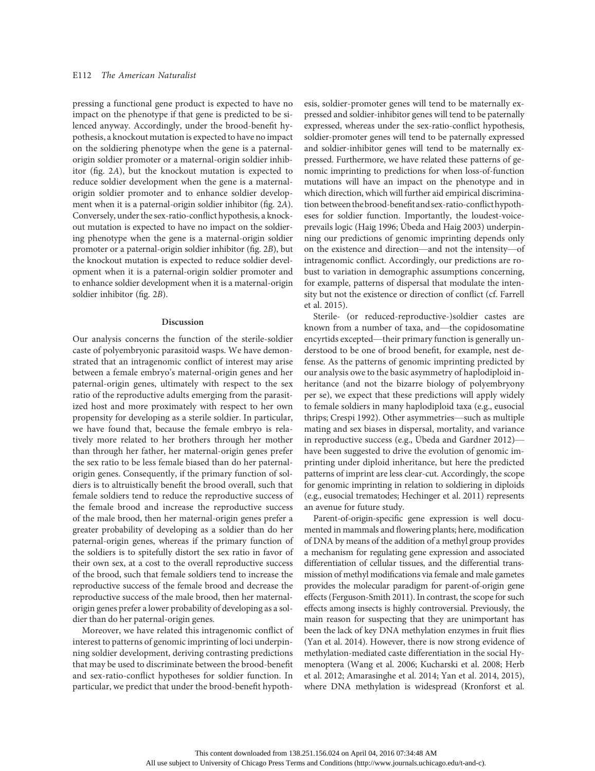pressing a functional gene product is expected to have no impact on the phenotype if that gene is predicted to be silenced anyway. Accordingly, under the brood-benefit hypothesis, a knockout mutation is expected to have no impact on the soldiering phenotype when the gene is a paternal-origin soldier promoter or a maternal-origin soldier inhibitor (fig. 2*A*), but the knockout mutation is expected to reduce soldier development when the gene is a maternal-origin soldier promoter and to enhance soldier development when it is a paternal-origin soldier inhibitor (fig. 2*A*). Conversely, under the sex-ratio-conflict hypothesis, a knockout mutation is expected to have no impact on the soldiering phenotype when the gene is a maternal-origin soldier promoter or a paternal-origin soldier inhibitor (fig. 2*B*), but the knockout mutation is expected to reduce soldier development when it is a paternal-origin soldier promoter and to enhance soldier development when it is a maternal-origin soldier inhibitor (fig. 2*B*).

## Discussion

Our analysis concerns the function of the sterile-soldier caste of polyembryonic parasitoid wasps. We have demonstrated that an intragenomic conflict of interest may arise between a female embryo's maternal-origin genes and her paternal-origin genes, ultimately with respect to the sex ratio of the reproductive adults emerging from the parasitized host and more proximately with respect to her own propensity for developing as a sterile soldier. In particular, we have found that, because the female embryo is relatively more related to her brothers through her mother than through her father, her maternal-origin genes prefer the sex ratio to be less female biased than do her paternal-origin genes. Consequently, if the primary function of soldiers is to altruistically benefit the brood overall, such that female soldiers tend to reduce the reproductive success of the female brood and increase the reproductive success of the male brood, then her maternal-origin genes prefer a greater probability of developing as a soldier than do her paternal-origin genes, whereas if the primary function of the soldiers is to spitefully distort the sex ratio in favor of their own sex, at a cost to the overall reproductive success of the brood, such that female soldiers tend to increase the reproductive success of the female brood and decrease the reproductive success of the male brood, then her maternal-origin genes prefer a lower probability of developing as a soldier than do her paternal-origin genes.

Moreover, we have related this intragenomic conflict of interest to patterns of genomic imprinting of loci underpinning soldier development, deriving contrasting predictions that may be used to discriminate between the brood-benefit and sex-ratio-conflict hypotheses for soldier function. In particular, we predict that under the brood-benefit hypothesis, soldier-promoter genes will tend to be maternally expressed and soldier-inhibitor genes will tend to be paternally expressed, whereas under the sex-ratio-conflict hypothesis, soldier-promoter genes will tend to be paternally expressed and soldier-inhibitor genes will tend to be maternally expressed. Furthermore, we have related these patterns of genomic imprinting to predictions for when loss-of-function mutations will have an impact on the phenotype and in which direction, which will further aid empirical discrimination between the brood-benefit and sex-ratio-conflict hypotheses for soldier function. Importantly, the loudest-voice-prevails logic (Haig 1996; Úbeda and Haig 2003) underpinning our predictions of genomic imprinting depends only on the existence and direction—and not the intensity—of intragenomic conflict. Accordingly, our predictions are robust to variation in demographic assumptions concerning, for example, patterns of dispersal that modulate the intensity but not the existence or direction of conflict (cf. Farrell et al. 2015).

Sterile- (or reduced-reproductive-)soldier castes are known from a number of taxa, and—the copidosomatine encyrtids excepted—their primary function is generally understood to be one of brood benefit, for example, nest defense. As the patterns of genomic imprinting predicted by our analysis owe to the basic asymmetry of haplodiploid inheritance (and not the bizarre biology of polyembryony per se), we expect that these predictions will apply widely to female soldiers in many haplodiploid taxa (e.g., eusocial thrips; Crespi 1992). Other asymmetries—such as multiple mating and sex biases in dispersal, mortality, and variance in reproductive success (e.g., Úbeda and Gardner 2012)—have been suggested to drive the evolution of genomic imprinting under diploid inheritance, but here the predicted patterns of imprint are less clear-cut. Accordingly, the scope for genomic imprinting in relation to soldiering in diploids (e.g., eusocial trematodes; Hechinger et al. 2011) represents an avenue for future study.

Parent-of-origin-specific gene expression is well documented in mammals and flowering plants; here, modification of DNA by means of the addition of a methyl group provides a mechanism for regulating gene expression and associated differentiation of cellular tissues, and the differential transmission of methyl modifications via female and male gametes provides the molecular paradigm for parent-of-origin gene effects (Ferguson-Smith 2011). In contrast, the scope for such effects among insects is highly controversial. Previously, the main reason for suspecting that they are unimportant has been the lack of key DNA methylation enzymes in fruit flies (Yan et al. 2014). However, there is now strong evidence of methylation-mediated caste differentiation in the social Hymenoptera (Wang et al. 2006; Kucharski et al. 2008; Herb et al. 2012; Amarasinghe et al. 2014; Yan et al. 2014, 2015), where DNA methylation is widespread (Kronforst et al.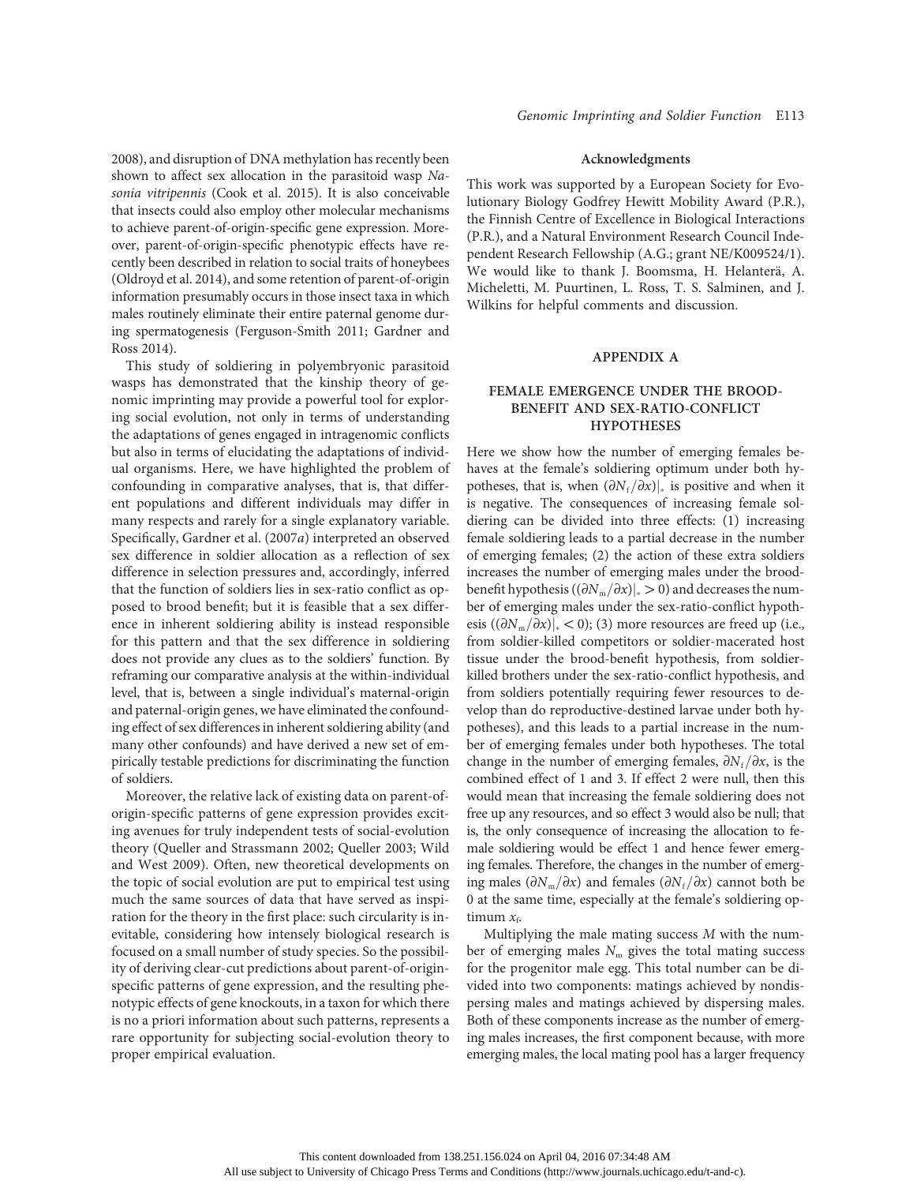2008), and disruption of DNA methylation has recently been shown to affect sex allocation in the parasitoid wasp *Nasonia vitripennis* (Cook et al. 2015). It is also conceivable that insects could also employ other molecular mechanisms to achieve parent-of-origin-specific gene expression. Moreover, parent-of-origin-specific phenotypic effects have recently been described in relation to social traits of honeybees (Oldroyd et al. 2014), and some retention of parent-of-origin information presumably occurs in those insect taxa in which males routinely eliminate their entire paternal genome during spermatogenesis (Ferguson-Smith 2011; Gardner and Ross 2014).

This study of soldiering in polyembryonic parasitoid wasps has demonstrated that the kinship theory of genomic imprinting may provide a powerful tool for exploring social evolution, not only in terms of understanding the adaptations of genes engaged in intragenomic conflicts but also in terms of elucidating the adaptations of individual organisms. Here, we have highlighted the problem of confounding in comparative analyses, that is, that different populations and different individuals may differ in many respects and rarely for a single explanatory variable. Specifically, Gardner et al. (2007*a*) interpreted an observed sex difference in soldier allocation as a reflection of sex difference in selection pressures and, accordingly, inferred that the function of soldiers lies in sex-ratio conflict as opposed to brood benefit; but it is feasible that a sex difference in inherent soldiering ability is instead responsible for this pattern and that the sex difference in soldiering does not provide any clues as to the soldiers' function. By reframing our comparative analysis at the within-individual level, that is, between a single individual's maternal-origin and paternal-origin genes, we have eliminated the confounding effect of sex differences in inherent soldiering ability (and many other confounds) and have derived a new set of empirically testable predictions for discriminating the function of soldiers.

Moreover, the relative lack of existing data on parent-of-origin-specific patterns of gene expression provides exciting avenues for truly independent tests of social-evolution theory (Queller and Strassmann 2002; Queller 2003; Wild and West 2009). Often, new theoretical developments on the topic of social evolution are put to empirical test using much the same sources of data that have served as inspiration for the theory in the first place: such circularity is inevitable, considering how intensely biological research is focused on a small number of study species. So the possibility of deriving clear-cut predictions about parent-of-origin-specific patterns of gene expression, and the resulting phenotypic effects of gene knockouts, in a taxon for which there is no a priori information about such patterns, represents a rare opportunity for subjecting social-evolution theory to proper empirical evaluation.

## Acknowledgments

This work was supported by a European Society for Evolutionary Biology Godfrey Hewitt Mobility Award (P.R.), the Finnish Centre of Excellence in Biological Interactions (P.R.), and a Natural Environment Research Council Independent Research Fellowship (A.G.; grant NE/K009524/1). We would like to thank J. Boomsma, H. Helanterä, A. Micheletti, M. Puurtinen, L. Ross, T. S. Salminen, and J. Wilkins for helpful comments and discussion.

## APPENDIX A

### FEMALE EMERGENCE UNDER THE BROOD-BENEFIT AND SEX-RATIO-CONFLICT HYPOTHESES

Here we show how the number of emerging females behaves at the female's soldiering optimum under both hypotheses, that is, when $(\partial N_f/\partial x)|_*$ is positive and when it is negative. The consequences of increasing female soldiering can be divided into three effects: (1) increasing female soldiering leads to a partial decrease in the number of emerging females; (2) the action of these extra soldiers increases the number of emerging males under the brood-benefit hypothesis ($(\partial N_m/\partial x)|_* > 0$) and decreases the number of emerging males under the sex-ratio-conflict hypothesis ($(\partial N_m/\partial x)|_* < 0$); (3) more resources are freed up (i.e., from soldier-killed competitors or soldier-macerated host tissue under the brood-benefit hypothesis, from soldier-killed brothers under the sex-ratio-conflict hypothesis, and from soldiers potentially requiring fewer resources to develop than do reproductive-destined larvae under both hypotheses), and this leads to a partial increase in the number of emerging females under both hypotheses. The total change in the number of emerging females, $\partial N_f/\partial x$, is the combined effect of 1 and 3. If effect 2 were null, then this would mean that increasing the female soldiering does not free up any resources, and so effect 3 would also be null; that is, the only consequence of increasing the allocation to female soldiering would be effect 1 and hence fewer emerging females. Therefore, the changes in the number of emerging males ($\partial N_m/\partial x$) and females ($\partial N_f/\partial x$) cannot both be 0 at the same time, especially at the female's soldiering optimum $x_f$.

Multiplying the male mating success $M$ with the number of emerging males $N_m$ gives the total mating success for the progenitor male egg. This total number can be divided into two components: matings achieved by nondispersing males and matings achieved by dispersing males. Both of these components increase as the number of emerging males increases, the first component because, with more emerging males, the local mating pool has a larger frequency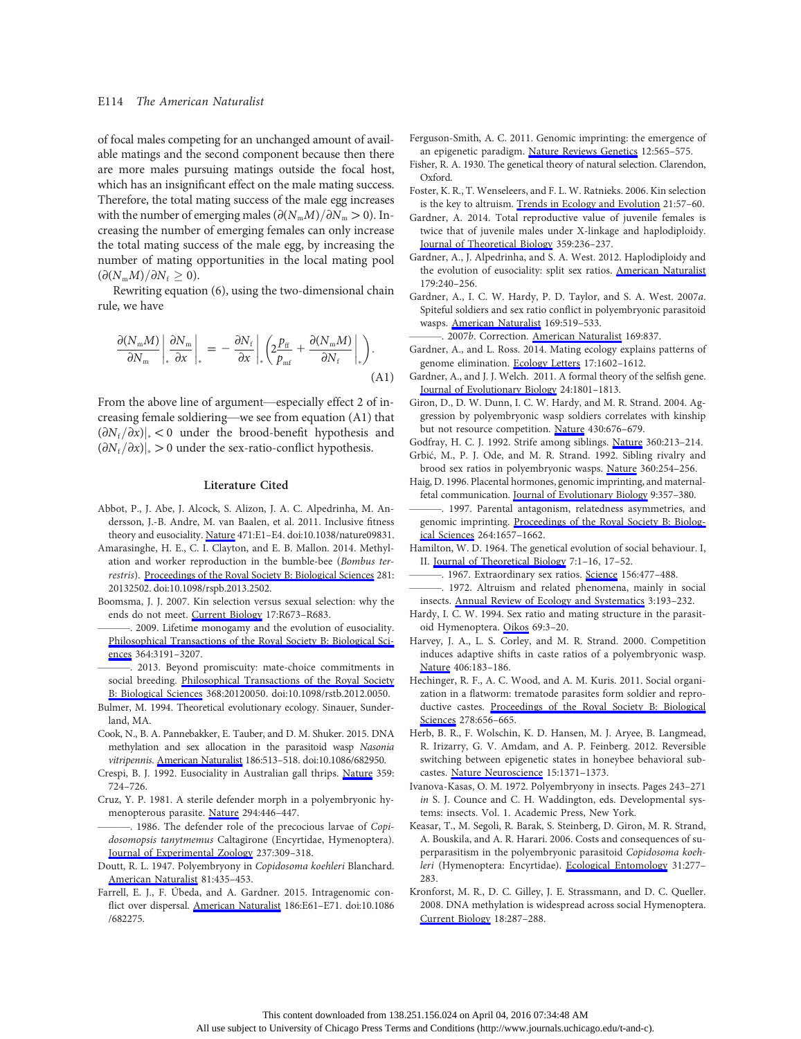of focal males competing for an unchanged amount of available matings and the second component because then there are more males pursuing matings outside the focal host, which has an insignificant effect on the male mating success. Therefore, the total mating success of the male egg increases with the number of emerging males ($\partial(N_\mathrm{m}M)/\partial N_\mathrm{m} > 0$). Increasing the number of emerging females can only increase the total mating success of the male egg, by increasing the number of mating opportunities in the local mating pool ($\partial(N_\mathrm{m}M)/\partial N_\mathrm{f} \geq 0$).

Rewriting equation (6), using the two-dimensional chain rule, we have

$$\frac{\partial(N_\mathrm{m}M)}{\partial N_\mathrm{m}}\bigg|_* \frac{\partial N_\mathrm{m}}{\partial x}\bigg|_* = -\frac{\partial N_\mathrm{f}}{\partial x}\bigg|_* \left(2\frac{p_\mathrm{ff}}{p_\mathrm{mf}} + \frac{\partial(N_\mathrm{m}M)}{\partial N_\mathrm{f}}\bigg|_*\right). \tag{A1}$$

From the above line of argument—especially effect 2 of increasing female soldiering—we see from equation (A1) that $(\partial N_\mathrm{f}/\partial x)|_* < 0$ under the brood-benefit hypothesis and $(\partial N_\mathrm{f}/\partial x)|_* > 0$ under the sex-ratio-conflict hypothesis.

## Literature Cited

Abbot, P., J. Abe, J. Alcock, S. Alizon, J. A. C. Alpedrinha, M. Andersson, J.-B. Andre, M. van Baalen, et al. 2011. Inclusive fitness theory and eusociality. Nature 471:E1–E4. doi:10.1038/nature09831.

Amarasinghe, H. E., C. I. Clayton, and E. B. Mallon. 2014. Methylation and worker reproduction in the bumble-bee (*Bombus terrestris*). Proceedings of the Royal Society B: Biological Sciences 281: 20132502. doi:10.1098/rspb.2013.2502.

Boomsma, J. J. 2007. Kin selection versus sexual selection: why the ends do not meet. Current Biology 17:R673–R683.

———. 2009. Lifetime monogamy and the evolution of eusociality. Philosophical Transactions of the Royal Society B: Biological Sciences 364:3191–3207.

———. 2013. Beyond promiscuity: mate-choice commitments in social breeding. Philosophical Transactions of the Royal Society B: Biological Sciences 368:20120050. doi:10.1098/rstb.2012.0050.

Bulmer, M. 1994. Theoretical evolutionary ecology. Sinauer, Sunderland, MA.

Cook, N., B. A. Pannebakker, E. Tauber, and D. M. Shuker. 2015. DNA methylation and sex allocation in the parasitoid wasp *Nasonia vitripennis*. American Naturalist 186:513–518. doi:10.1086/682950.

Crespi, B. J. 1992. Eusociality in Australian gall thrips. Nature 359: 724–726.

Cruz, Y. P. 1981. A sterile defender morph in a polyembryonic hymenopterous parasite. Nature 294:446–447.

———. 1986. The defender role of the precocious larvae of *Copidosomopsis tanytmemus* Caltagirone (Encyrtidae, Hymenoptera). Journal of Experimental Zoology 237:309–318.

Doutt, R. L. 1947. Polyembryony in *Copidosoma koehleri* Blanchard. American Naturalist 81:435–453.

Farrell, E. J., F. Úbeda, and A. Gardner. 2015. Intragenomic conflict over dispersal. American Naturalist 186:E61–E71. doi:10.1086/682275.

Ferguson-Smith, A. C. 2011. Genomic imprinting: the emergence of an epigenetic paradigm. Nature Reviews Genetics 12:565–575.

Fisher, R. A. 1930. The genetical theory of natural selection. Clarendon, Oxford.

Foster, K. R., T. Wenseleers, and F. L. W. Ratnieks. 2006. Kin selection is the key to altruism. Trends in Ecology and Evolution 21:57–60.

Gardner, A. 2014. Total reproductive value of juvenile females is twice that of juvenile males under X-linkage and haplodiploidy. Journal of Theoretical Biology 359:236–237.

Gardner, A., J. Alpedrinha, and S. A. West. 2012. Haplodiploidy and the evolution of eusociality: split sex ratios. American Naturalist 179:240–256.

Gardner, A., I. C. W. Hardy, P. D. Taylor, and S. A. West. 2007*a*. Spiteful soldiers and sex ratio conflict in polyembryonic parasitoid wasps. American Naturalist 169:519–533.

———. 2007*b*. Correction. American Naturalist 169:837.

Gardner, A., and L. Ross. 2014. Mating ecology explains patterns of genome elimination. Ecology Letters 17:1602–1612.

Gardner, A., and J. J. Welch. 2011. A formal theory of the selfish gene. Journal of Evolutionary Biology 24:1801–1813.

Giron, D., D. W. Dunn, I. C. W. Hardy, and M. R. Strand. 2004. Aggression by polyembryonic wasp soldiers correlates with kinship but not resource competition. Nature 430:676–679.

Godfray, H. C. J. 1992. Strife among siblings. Nature 360:213–214.

Grbić, M., P. J. Ode, and M. R. Strand. 1992. Sibling rivalry and brood sex ratios in polyembryonic wasps. Nature 360:254–256.

Haig, D. 1996. Placental hormones, genomic imprinting, and maternal-fetal communication. Journal of Evolutionary Biology 9:357–380.

———. 1997. Parental antagonism, relatedness asymmetries, and genomic imprinting. Proceedings of the Royal Society B: Biological Sciences 264:1657–1662.

Hamilton, W. D. 1964. The genetical evolution of social behaviour. I, II. Journal of Theoretical Biology 7:1–16, 17–52.

———. 1967. Extraordinary sex ratios. Science 156:477–488.

———. 1972. Altruism and related phenomena, mainly in social insects. Annual Review of Ecology and Systematics 3:193–232.

Hardy, I. C. W. 1994. Sex ratio and mating structure in the parasitoid Hymenoptera. Oikos 69:3–20.

Harvey, J. A., L. S. Corley, and M. R. Strand. 2000. Competition induces adaptive shifts in caste ratios of a polyembryonic wasp. Nature 406:183–186.

Hechinger, R. F., A. C. Wood, and A. M. Kuris. 2011. Social organization in a flatworm: trematode parasites form soldier and reproductive castes. Proceedings of the Royal Society B: Biological Sciences 278:656–665.

Herb, B. R., F. Wolschin, K. D. Hansen, M. J. Aryee, B. Langmead, R. Irizarry, G. V. Amdam, and A. P. Feinberg. 2012. Reversible switching between epigenetic states in honeybee behavioral subcastes. Nature Neuroscience 15:1371–1373.

Ivanova-Kasas, O. M. 1972. Polyembryony in insects. Pages 243–271 *in* S. J. Counce and C. H. Waddington, eds. Developmental systems: insects. Vol. 1. Academic Press, New York.

Keasar, T., M. Segoli, R. Barak, S. Steinberg, D. Giron, M. R. Strand, A. Bouskila, and A. R. Harari. 2006. Costs and consequences of superparasitism in the polyembryonic parasitoid *Copidosoma koehleri* (Hymenoptera: Encyrtidae). Ecological Entomology 31:277–283.

Kronforst, M. R., D. C. Gilley, J. E. Strassmann, and D. C. Queller. 2008. DNA methylation is widespread across social Hymenoptera. Current Biology 18:287–288.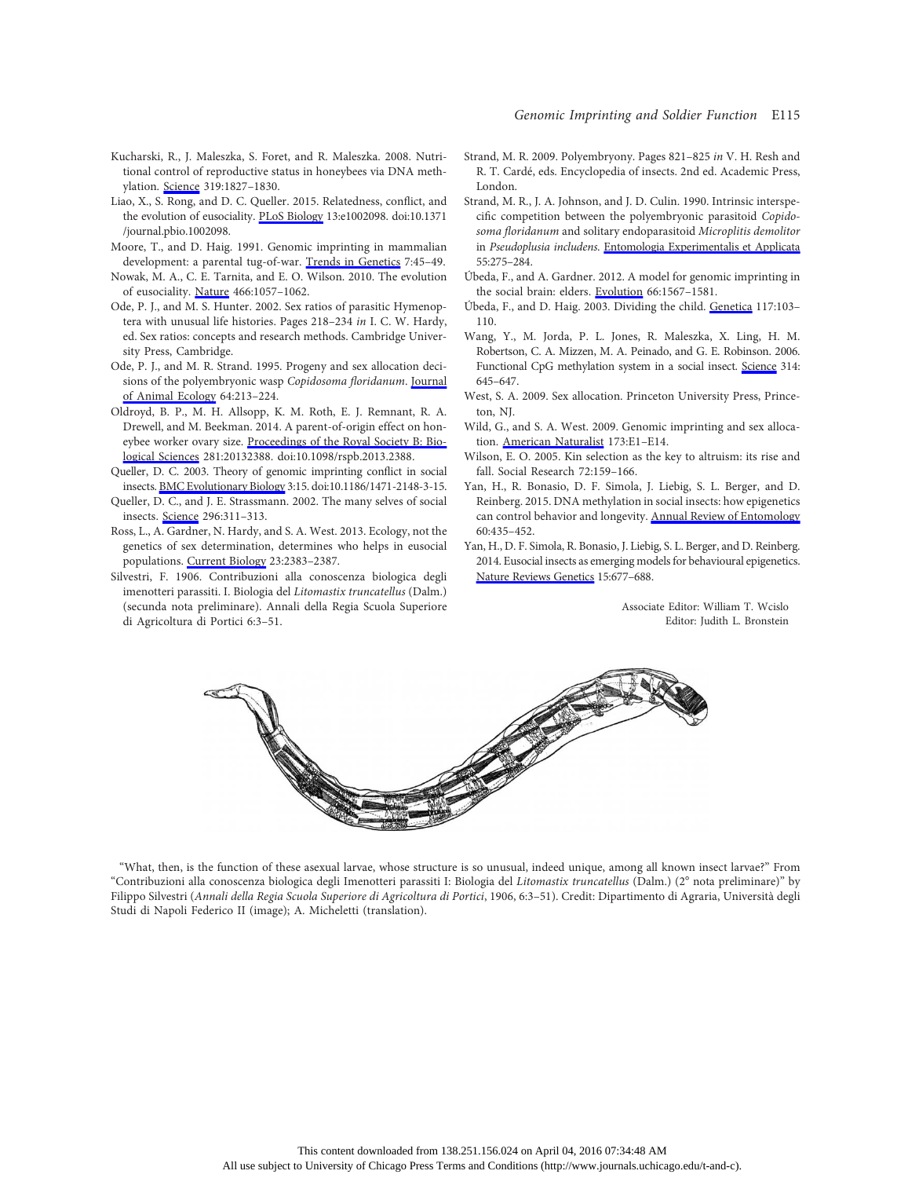Kucharski, R., J. Maleszka, S. Foret, and R. Maleszka. 2008. Nutritional control of reproductive status in honeybees via DNA methylation. Science 319:1827–1830.

Liao, X., S. Rong, and D. C. Queller. 2015. Relatedness, conflict, and the evolution of eusociality. PLoS Biology 13:e1002098. doi:10.1371/journal.pbio.1002098.

Moore, T., and D. Haig. 1991. Genomic imprinting in mammalian development: a parental tug-of-war. Trends in Genetics 7:45–49.

Nowak, M. A., C. E. Tarnita, and E. O. Wilson. 2010. The evolution of eusociality. Nature 466:1057–1062.

Ode, P. J., and M. S. Hunter. 2002. Sex ratios of parasitic Hymenoptera with unusual life histories. Pages 218–234 *in* I. C. W. Hardy, ed. Sex ratios: concepts and research methods. Cambridge University Press, Cambridge.

Ode, P. J., and M. R. Strand. 1995. Progeny and sex allocation decisions of the polyembryonic wasp *Copidosoma floridanum*. Journal of Animal Ecology 64:213–224.

Oldroyd, B. P., M. H. Allsopp, K. M. Roth, E. J. Remnant, R. A. Drewell, and M. Beekman. 2014. A parent-of-origin effect on honeybee worker ovary size. Proceedings of the Royal Society B: Biological Sciences 281:20132388. doi:10.1098/rspb.2013.2388.

Queller, D. C. 2003. Theory of genomic imprinting conflict in social insects. BMC Evolutionary Biology 3:15. doi:10.1186/1471-2148-3-15.

Queller, D. C., and J. E. Strassmann. 2002. The many selves of social insects. Science 296:311–313.

Ross, L., A. Gardner, N. Hardy, and S. A. West. 2013. Ecology, not the genetics of sex determination, determines who helps in eusocial populations. Current Biology 23:2383–2387.

Silvestri, F. 1906. Contribuzioni alla conoscenza biologica degli imenotteri parassiti. I. Biologia del *Litomastix truncatellus* (Dalm.) (secunda nota preliminare). Annali della Regia Scuola Superiore di Agricoltura di Portici 6:3–51.

Strand, M. R. 2009. Polyembryony. Pages 821–825 *in* V. H. Resh and R. T. Cardé, eds. Encyclopedia of insects. 2nd ed. Academic Press, London.

Strand, M. R., J. A. Johnson, and J. D. Culin. 1990. Intrinsic interspecific competition between the polyembryonic parasitoid *Copidosoma floridanum* and solitary endoparasitoid *Microplitis demolitor* in *Pseudoplusia includens*. Entomologia Experimentalis et Applicata 55:275–284.

Úbeda, F., and A. Gardner. 2012. A model for genomic imprinting in the social brain: elders. Evolution 66:1567–1581.

Úbeda, F., and D. Haig. 2003. Dividing the child. Genetica 117:103–110.

Wang, Y., M. Jorda, P. L. Jones, R. Maleszka, X. Ling, H. M. Robertson, C. A. Mizzen, M. A. Peinado, and G. E. Robinson. 2006. Functional CpG methylation system in a social insect. Science 314:645–647.

West, S. A. 2009. Sex allocation. Princeton University Press, Princeton, NJ.

Wild, G., and S. A. West. 2009. Genomic imprinting and sex allocation. American Naturalist 173:E1–E14.

Wilson, E. O. 2005. Kin selection as the key to altruism: its rise and fall. Social Research 72:159–166.

Yan, H., R. Bonasio, D. F. Simola, J. Liebig, S. L. Berger, and D. Reinberg. 2015. DNA methylation in social insects: how epigenetics can control behavior and longevity. Annual Review of Entomology 60:435–452.

Yan, H., D. F. Simola, R. Bonasio, J. Liebig, S. L. Berger, and D. Reinberg. 2014. Eusocial insects as emerging models for behavioural epigenetics. Nature Reviews Genetics 15:677–688.

Associate Editor: William T. Wcislo
Editor: Judith L. Bronstein

“What, then, is the function of these asexual larvae, whose structure is so unusual, indeed unique, among all known insect larvae?” From “Contribuzioni alla conoscenza biologica degli Imenotteri parassiti I: Biologia del *Litomastix truncatellus* (Dalm.) (2° nota preliminare)” by Filippo Silvestri (*Annali della Regia Scuola Superiore di Agricoltura di Portici*, 1906, 6:3–51). Credit: Dipartimento di Agraria, Università degli Studi di Napoli Federico II (image); A. Micheletti (translation).